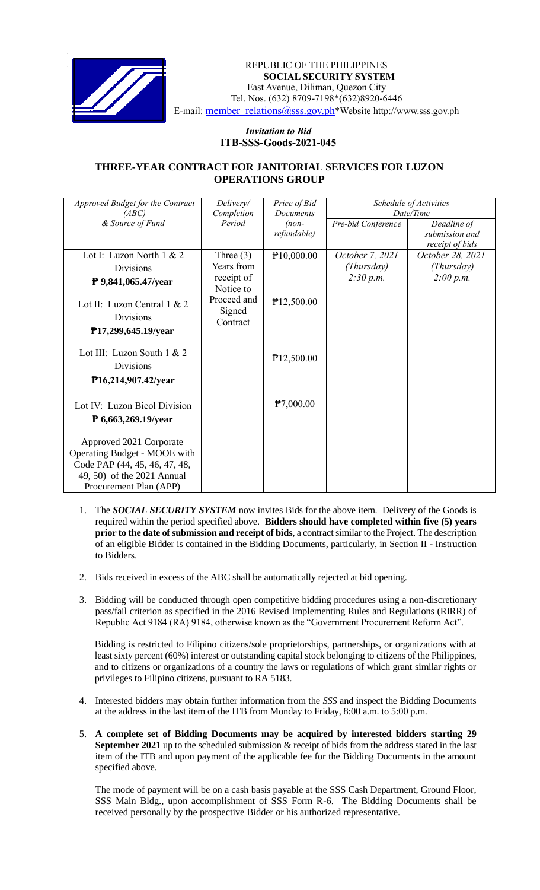REPUBLIC OF THE PHILIPPINES
**SOCIAL SECURITY SYSTEM**
East Avenue, Diliman, Quezon City
Tel. Nos. (632) 8709-7198*(632)8920-6446
E-mail: member_relations@sss.gov.ph*Website http://www.sss.gov.ph

***Invitation to Bid***
**ITB-SSS-Goods-2021-045**

## THREE-YEAR CONTRACT FOR JANITORIAL SERVICES FOR LUZON OPERATIONS GROUP

| *Approved Budget for the Contract (ABC) & Source of Fund* | *Delivery/ Completion Period* | *Price of Bid Documents (non-refundable)* | *Schedule of Activities Date/Time* | |
|---|---|---|---|---|
| | | | *Pre-bid Conference* | *Deadline of submission and receipt of bids* |
| Lot I: Luzon North 1 & 2 Divisions **₱ 9,841,065.47/year** | Three (3) Years from receipt of Notice to Proceed and Signed Contract | ₱10,000.00 | *October 7, 2021 (Thursday) 2:30 p.m.* | *October 28, 2021 (Thursday) 2:00 p.m.* |
| Lot II: Luzon Central 1 & 2 Divisions **₱17,299,645.19/year** | | ₱12,500.00 | | |
| Lot III: Luzon South 1 & 2 Divisions **₱16,214,907.42/year** | | ₱12,500.00 | | |
| Lot IV: Luzon Bicol Division **₱ 6,663,269.19/year** | | ₱7,000.00 | | |
| Approved 2021 Corporate Operating Budget - MOOE with Code PAP (44, 45, 46, 47, 48, 49, 50) of the 2021 Annual Procurement Plan (APP) | | | | |

1. The ***SOCIAL SECURITY SYSTEM*** now invites Bids for the above item. Delivery of the Goods is required within the period specified above. **Bidders should have completed within five (5) years prior to the date of submission and receipt of bids**, a contract similar to the Project. The description of an eligible Bidder is contained in the Bidding Documents, particularly, in Section II - Instruction to Bidders.

2. Bids received in excess of the ABC shall be automatically rejected at bid opening.

3. Bidding will be conducted through open competitive bidding procedures using a non-discretionary pass/fail criterion as specified in the 2016 Revised Implementing Rules and Regulations (RIRR) of Republic Act 9184 (RA) 9184, otherwise known as the "Government Procurement Reform Act".

   Bidding is restricted to Filipino citizens/sole proprietorships, partnerships, or organizations with at least sixty percent (60%) interest or outstanding capital stock belonging to citizens of the Philippines, and to citizens or organizations of a country the laws or regulations of which grant similar rights or privileges to Filipino citizens, pursuant to RA 5183.

4. Interested bidders may obtain further information from the *SSS* and inspect the Bidding Documents at the address in the last item of the ITB from Monday to Friday, 8:00 a.m. to 5:00 p.m.

5. **A complete set of Bidding Documents may be acquired by interested bidders starting 29 September 2021** up to the scheduled submission & receipt of bids from the address stated in the last item of the ITB and upon payment of the applicable fee for the Bidding Documents in the amount specified above.

   The mode of payment will be on a cash basis payable at the SSS Cash Department, Ground Floor, SSS Main Bldg., upon accomplishment of SSS Form R-6. The Bidding Documents shall be received personally by the prospective Bidder or his authorized representative.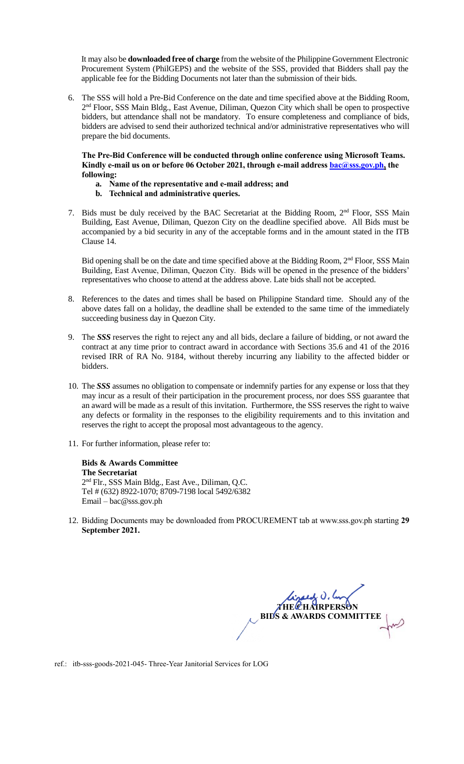It may also be **downloaded free of charge** from the website of the Philippine Government Electronic Procurement System (PhilGEPS) and the website of the SSS, provided that Bidders shall pay the applicable fee for the Bidding Documents not later than the submission of their bids.

6. The SSS will hold a Pre-Bid Conference on the date and time specified above at the Bidding Room, 2nd Floor, SSS Main Bldg., East Avenue, Diliman, Quezon City which shall be open to prospective bidders, but attendance shall not be mandatory. To ensure completeness and compliance of bids, bidders are advised to send their authorized technical and/or administrative representatives who will prepare the bid documents.

   **The Pre-Bid Conference will be conducted through online conference using Microsoft Teams. Kindly e-mail us on or before 06 October 2021, through e-mail address bac@sss.gov.ph, the following:**

   **a. Name of the representative and e-mail address; and**
   **b. Technical and administrative queries.**

7. Bids must be duly received by the BAC Secretariat at the Bidding Room, 2nd Floor, SSS Main Building, East Avenue, Diliman, Quezon City on the deadline specified above. All Bids must be accompanied by a bid security in any of the acceptable forms and in the amount stated in the ITB Clause 14.

   Bid opening shall be on the date and time specified above at the Bidding Room, 2nd Floor, SSS Main Building, East Avenue, Diliman, Quezon City. Bids will be opened in the presence of the bidders' representatives who choose to attend at the address above. Late bids shall not be accepted.

8. References to the dates and times shall be based on Philippine Standard time. Should any of the above dates fall on a holiday, the deadline shall be extended to the same time of the immediately succeeding business day in Quezon City.

9. The ***SSS*** reserves the right to reject any and all bids, declare a failure of bidding, or not award the contract at any time prior to contract award in accordance with Sections 35.6 and 41 of the 2016 revised IRR of RA No. 9184, without thereby incurring any liability to the affected bidder or bidders.

10. The ***SSS*** assumes no obligation to compensate or indemnify parties for any expense or loss that they may incur as a result of their participation in the procurement process, nor does SSS guarantee that an award will be made as a result of this invitation. Furthermore, the SSS reserves the right to waive any defects or formality in the responses to the eligibility requirements and to this invitation and reserves the right to accept the proposal most advantageous to the agency.

11. For further information, please refer to:

    **Bids & Awards Committee**
    **The Secretariat**
    2nd Flr., SSS Main Bldg., East Ave., Diliman, Q.C.
    Tel # (632) 8922-1070; 8709-7198 local 5492/6382
    Email – bac@sss.gov.ph

12. Bidding Documents may be downloaded from PROCUREMENT tab at www.sss.gov.ph starting **29 September 2021.**

**THE CHAIRPERSON**
**BIDS & AWARDS COMMITTEE**

ref.: itb-sss-goods-2021-045- Three-Year Janitorial Services for LOG